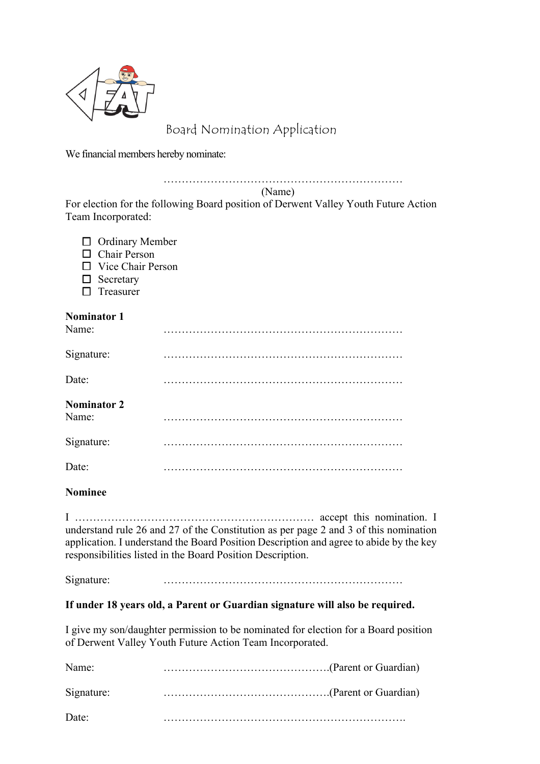# Board Nomination Application

We financial members hereby nominate:

…………………………………………………………
(Name)

For election for the following Board position of Derwent Valley Youth Future Action Team Incorporated:

- ☐ Ordinary Member
- ☐ Chair Person
- ☐ Vice Chair Person
- ☐ Secretary
- ☐ Treasurer

**Nominator 1**

Name: …………………………………………………………

Signature: …………………………………………………………

Date: …………………………………………………………

**Nominator 2**

Name: …………………………………………………………

Signature: …………………………………………………………

Date: …………………………………………………………

**Nominee**

I ………………………………………………………… accept this nomination. I understand rule 26 and 27 of the Constitution as per page 2 and 3 of this nomination application. I understand the Board Position Description and agree to abide by the key responsibilities listed in the Board Position Description.

Signature: …………………………………………………………

**If under 18 years old, a Parent or Guardian signature will also be required.**

I give my son/daughter permission to be nominated for election for a Board position of Derwent Valley Youth Future Action Team Incorporated.

Name: ……………………………………….(Parent or Guardian)

Signature: ……………………………………….(Parent or Guardian)

Date: ………………………………………………………….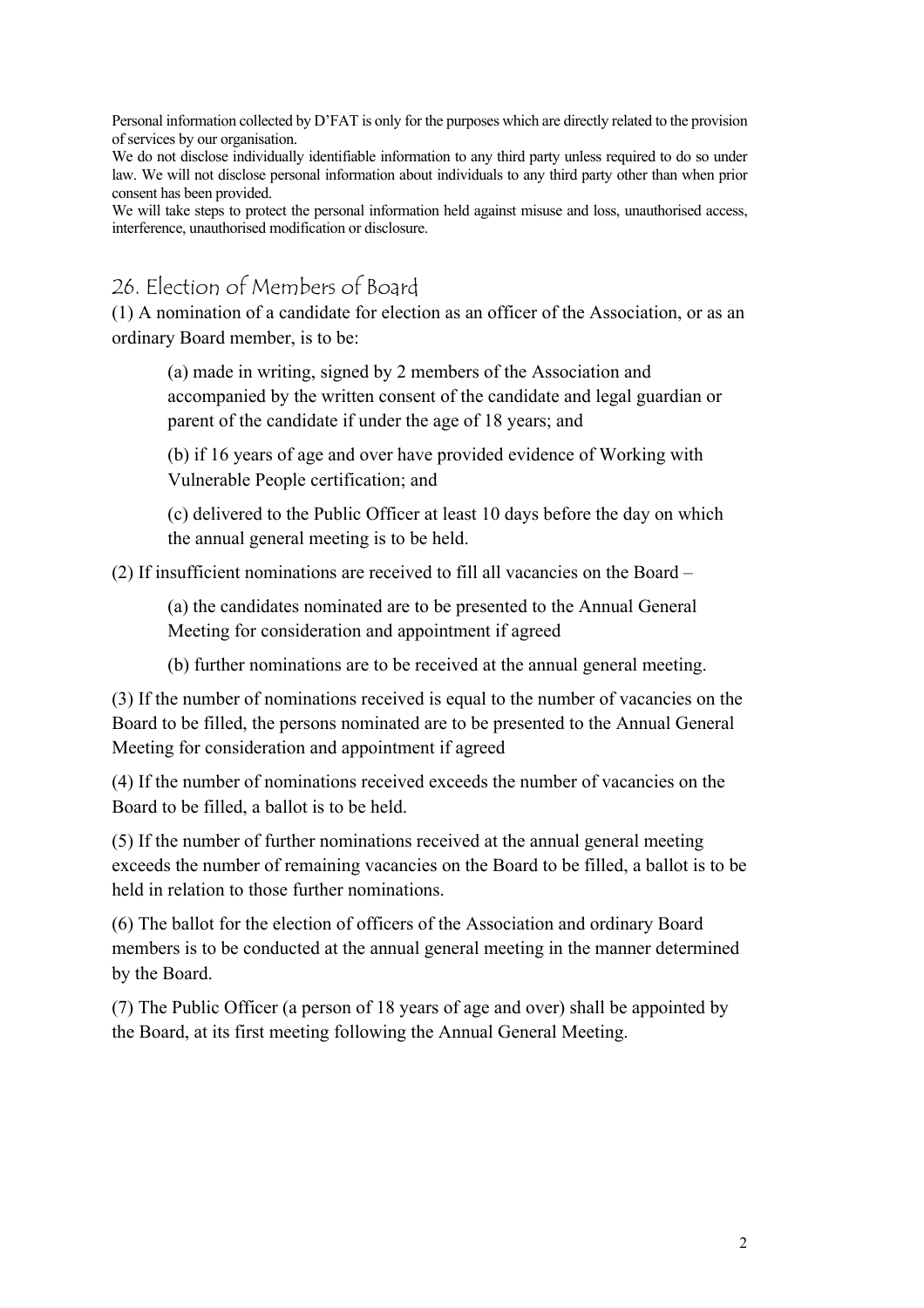Personal information collected by D'FAT is only for the purposes which are directly related to the provision of services by our organisation.

We do not disclose individually identifiable information to any third party unless required to do so under law. We will not disclose personal information about individuals to any third party other than when prior consent has been provided.

We will take steps to protect the personal information held against misuse and loss, unauthorised access, interference, unauthorised modification or disclosure.

## 26. Election of Members of Board

(1) A nomination of a candidate for election as an officer of the Association, or as an ordinary Board member, is to be:

(a) made in writing, signed by 2 members of the Association and accompanied by the written consent of the candidate and legal guardian or parent of the candidate if under the age of 18 years; and

(b) if 16 years of age and over have provided evidence of Working with Vulnerable People certification; and

(c) delivered to the Public Officer at least 10 days before the day on which the annual general meeting is to be held.

(2) If insufficient nominations are received to fill all vacancies on the Board –

(a) the candidates nominated are to be presented to the Annual General Meeting for consideration and appointment if agreed

(b) further nominations are to be received at the annual general meeting.

(3) If the number of nominations received is equal to the number of vacancies on the Board to be filled, the persons nominated are to be presented to the Annual General Meeting for consideration and appointment if agreed

(4) If the number of nominations received exceeds the number of vacancies on the Board to be filled, a ballot is to be held.

(5) If the number of further nominations received at the annual general meeting exceeds the number of remaining vacancies on the Board to be filled, a ballot is to be held in relation to those further nominations.

(6) The ballot for the election of officers of the Association and ordinary Board members is to be conducted at the annual general meeting in the manner determined by the Board.

(7) The Public Officer (a person of 18 years of age and over) shall be appointed by the Board, at its first meeting following the Annual General Meeting.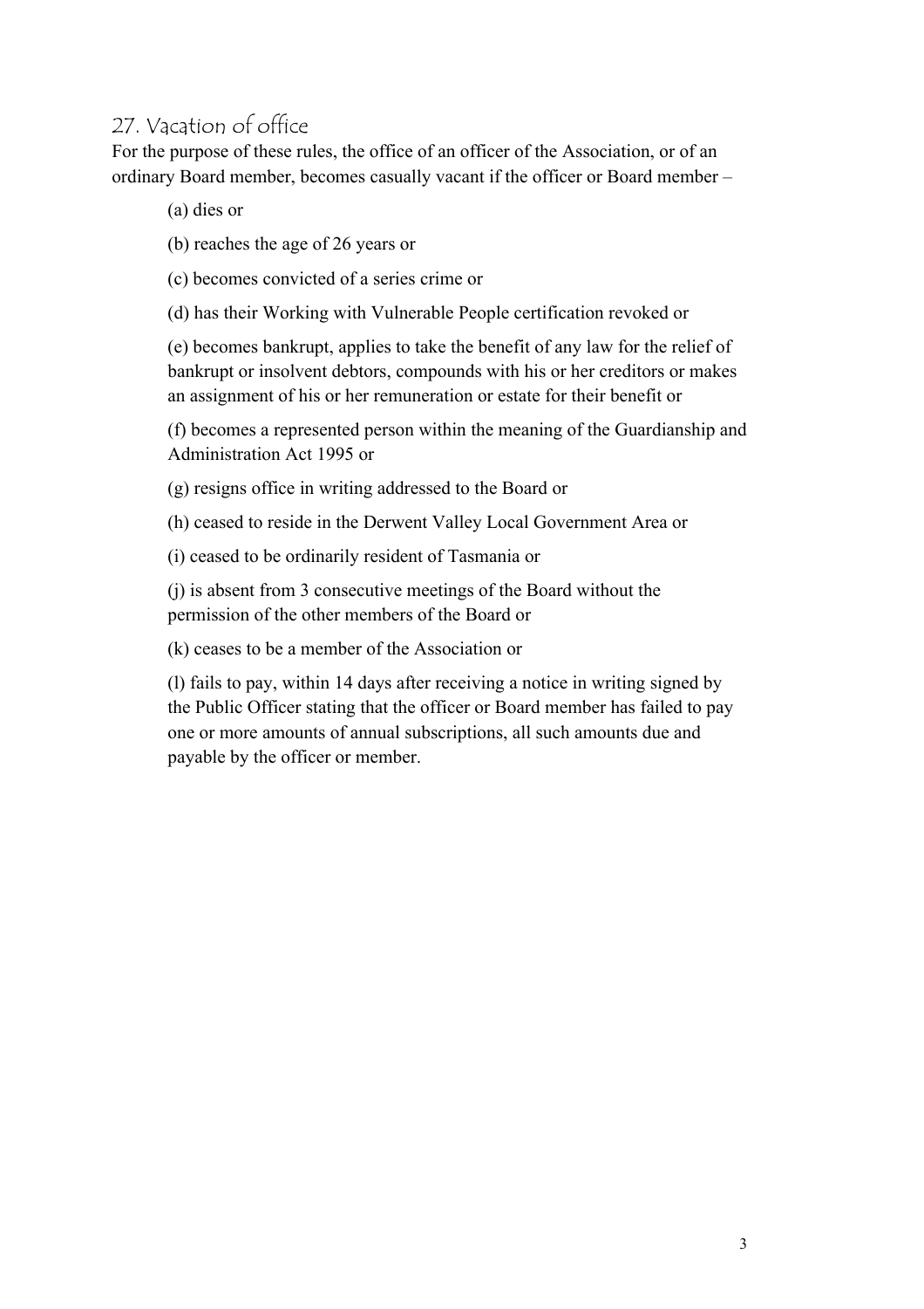## 27. Vacation of office

For the purpose of these rules, the office of an officer of the Association, or of an ordinary Board member, becomes casually vacant if the officer or Board member –

(a) dies or

(b) reaches the age of 26 years or

(c) becomes convicted of a series crime or

(d) has their Working with Vulnerable People certification revoked or

(e) becomes bankrupt, applies to take the benefit of any law for the relief of bankrupt or insolvent debtors, compounds with his or her creditors or makes an assignment of his or her remuneration or estate for their benefit or

(f) becomes a represented person within the meaning of the Guardianship and Administration Act 1995 or

(g) resigns office in writing addressed to the Board or

(h) ceased to reside in the Derwent Valley Local Government Area or

(i) ceased to be ordinarily resident of Tasmania or

(j) is absent from 3 consecutive meetings of the Board without the permission of the other members of the Board or

(k) ceases to be a member of the Association or

(l) fails to pay, within 14 days after receiving a notice in writing signed by the Public Officer stating that the officer or Board member has failed to pay one or more amounts of annual subscriptions, all such amounts due and payable by the officer or member.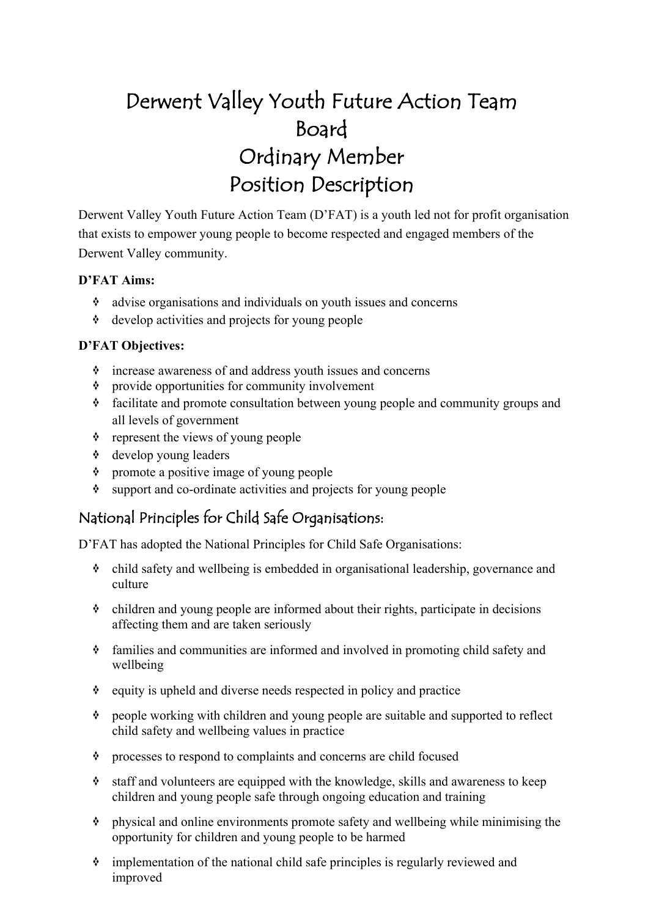# Derwent Valley Youth Future Action Team Board Ordinary Member Position Description

Derwent Valley Youth Future Action Team (D'FAT) is a youth led not for profit organisation that exists to empower young people to become respected and engaged members of the Derwent Valley community.

**D'FAT Aims:**

- advise organisations and individuals on youth issues and concerns
- develop activities and projects for young people

**D'FAT Objectives:**

- increase awareness of and address youth issues and concerns
- provide opportunities for community involvement
- facilitate and promote consultation between young people and community groups and all levels of government
- represent the views of young people
- develop young leaders
- promote a positive image of young people
- support and co-ordinate activities and projects for young people

## National Principles for Child Safe Organisations:

D'FAT has adopted the National Principles for Child Safe Organisations:

- child safety and wellbeing is embedded in organisational leadership, governance and culture
- children and young people are informed about their rights, participate in decisions affecting them and are taken seriously
- families and communities are informed and involved in promoting child safety and wellbeing
- equity is upheld and diverse needs respected in policy and practice
- people working with children and young people are suitable and supported to reflect child safety and wellbeing values in practice
- processes to respond to complaints and concerns are child focused
- staff and volunteers are equipped with the knowledge, skills and awareness to keep children and young people safe through ongoing education and training
- physical and online environments promote safety and wellbeing while minimising the opportunity for children and young people to be harmed
- implementation of the national child safe principles is regularly reviewed and improved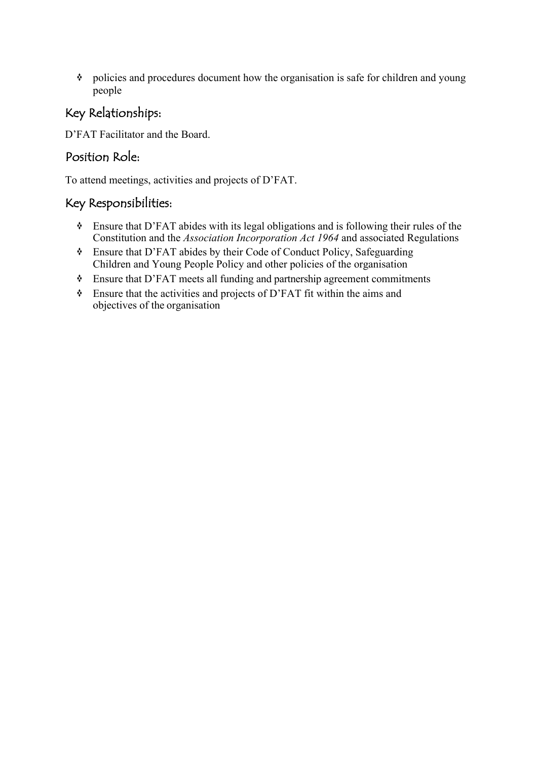- policies and procedures document how the organisation is safe for children and young people

## Key Relationships:

D'FAT Facilitator and the Board.

## Position Role:

To attend meetings, activities and projects of D'FAT.

## Key Responsibilities:

- Ensure that D'FAT abides with its legal obligations and is following their rules of the Constitution and the *Association Incorporation Act 1964* and associated Regulations
- Ensure that D'FAT abides by their Code of Conduct Policy, Safeguarding Children and Young People Policy and other policies of the organisation
- Ensure that D'FAT meets all funding and partnership agreement commitments
- Ensure that the activities and projects of D'FAT fit within the aims and objectives of the organisation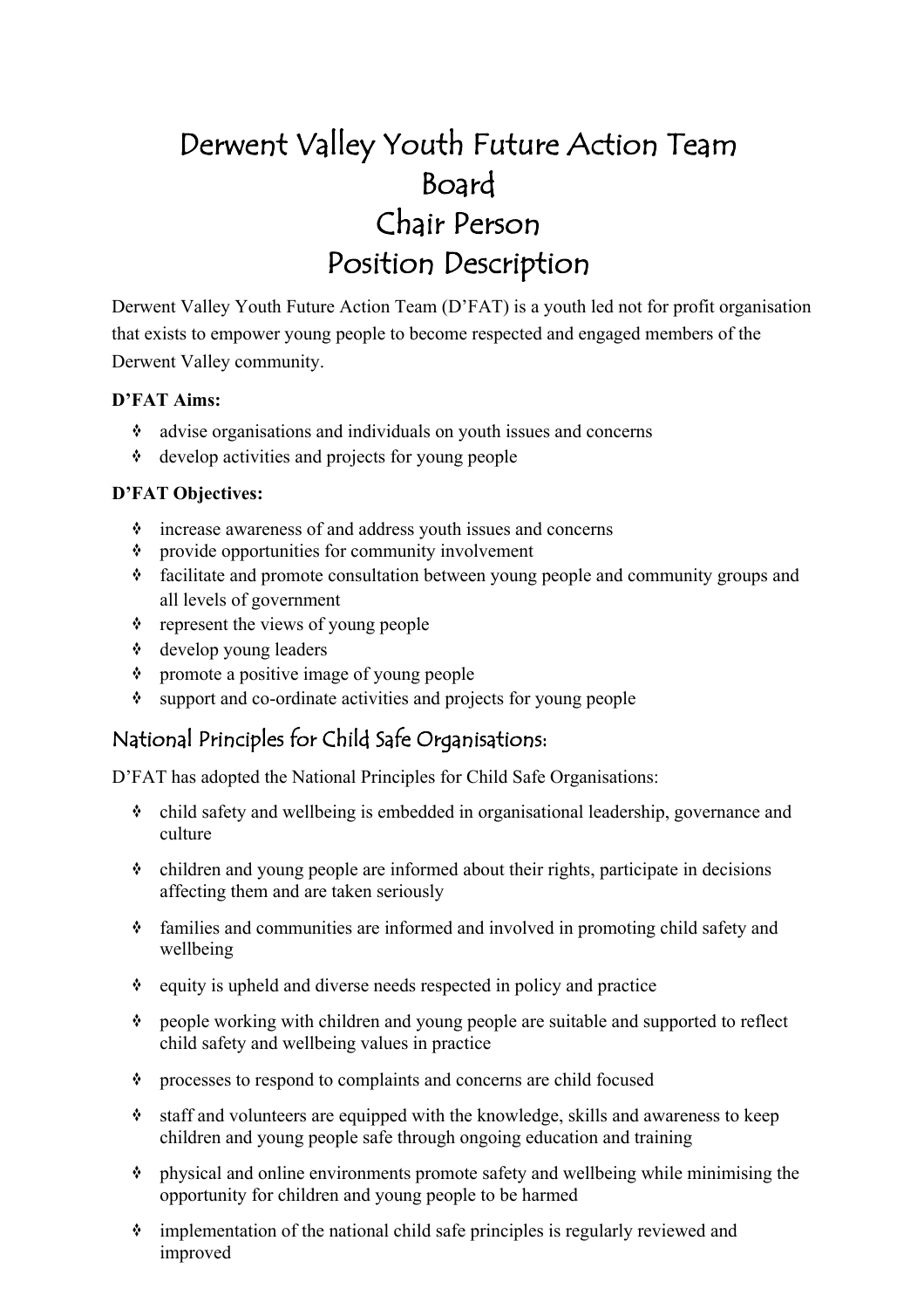# Derwent Valley Youth Future Action Team Board Chair Person Position Description

Derwent Valley Youth Future Action Team (D'FAT) is a youth led not for profit organisation that exists to empower young people to become respected and engaged members of the Derwent Valley community.

**D'FAT Aims:**

- advise organisations and individuals on youth issues and concerns
- develop activities and projects for young people

**D'FAT Objectives:**

- increase awareness of and address youth issues and concerns
- provide opportunities for community involvement
- facilitate and promote consultation between young people and community groups and all levels of government
- represent the views of young people
- develop young leaders
- promote a positive image of young people
- support and co-ordinate activities and projects for young people

## National Principles for Child Safe Organisations:

D'FAT has adopted the National Principles for Child Safe Organisations:

- child safety and wellbeing is embedded in organisational leadership, governance and culture
- children and young people are informed about their rights, participate in decisions affecting them and are taken seriously
- families and communities are informed and involved in promoting child safety and wellbeing
- equity is upheld and diverse needs respected in policy and practice
- people working with children and young people are suitable and supported to reflect child safety and wellbeing values in practice
- processes to respond to complaints and concerns are child focused
- staff and volunteers are equipped with the knowledge, skills and awareness to keep children and young people safe through ongoing education and training
- physical and online environments promote safety and wellbeing while minimising the opportunity for children and young people to be harmed
- implementation of the national child safe principles is regularly reviewed and improved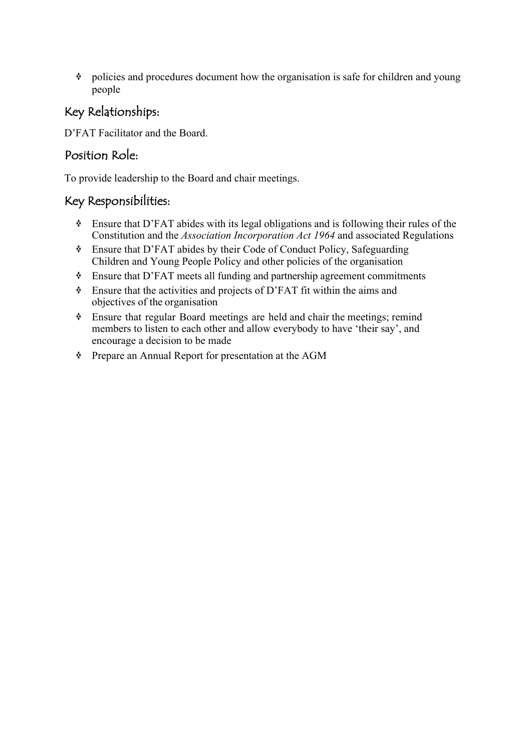- policies and procedures document how the organisation is safe for children and young people

## Key Relationships:

D'FAT Facilitator and the Board.

## Position Role:

To provide leadership to the Board and chair meetings.

## Key Responsibilities:

- Ensure that D'FAT abides with its legal obligations and is following their rules of the Constitution and the *Association Incorporation Act 1964* and associated Regulations
- Ensure that D'FAT abides by their Code of Conduct Policy, Safeguarding Children and Young People Policy and other policies of the organisation
- Ensure that D'FAT meets all funding and partnership agreement commitments
- Ensure that the activities and projects of D'FAT fit within the aims and objectives of the organisation
- Ensure that regular Board meetings are held and chair the meetings; remind members to listen to each other and allow everybody to have 'their say', and encourage a decision to be made
- Prepare an Annual Report for presentation at the AGM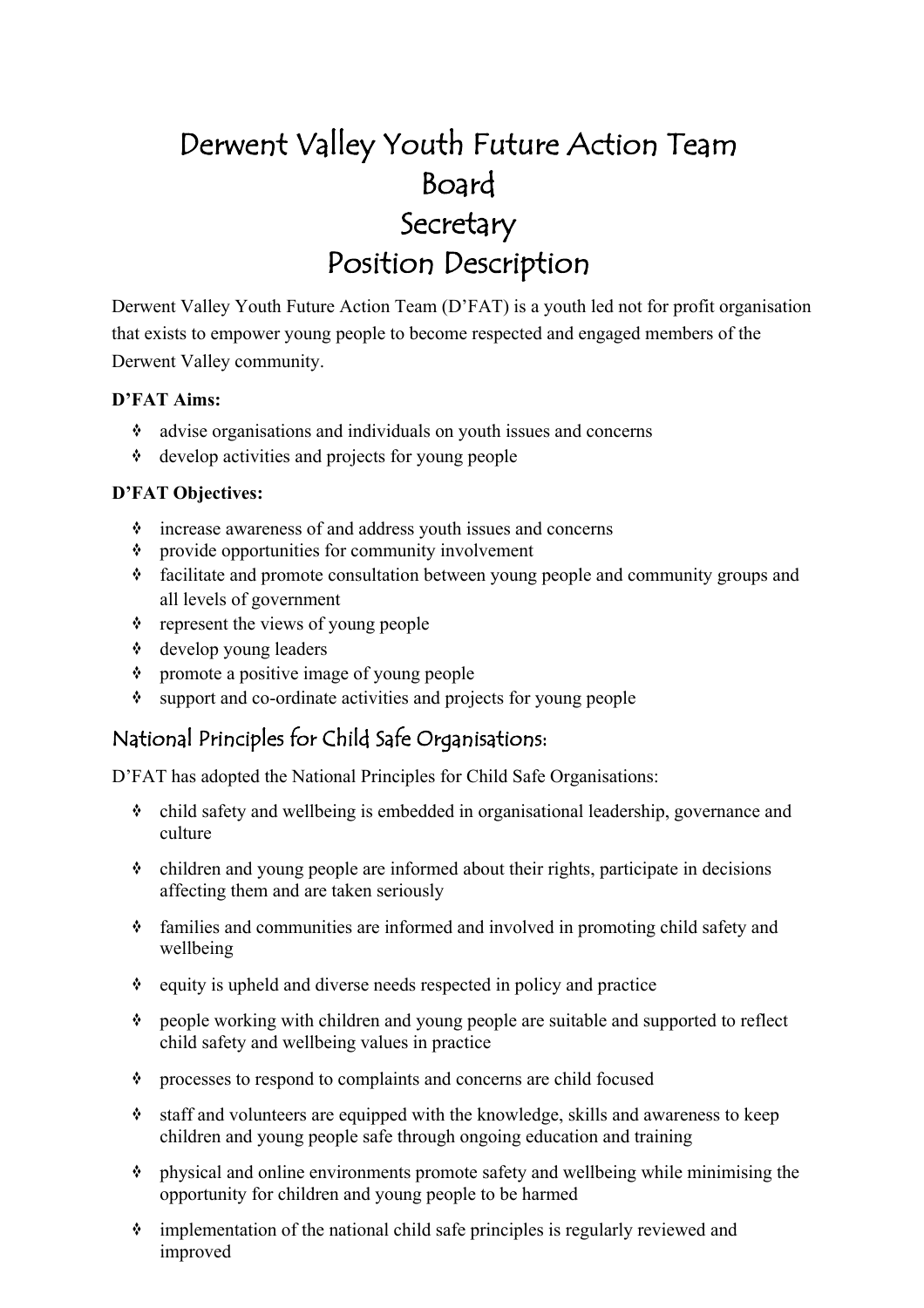# Derwent Valley Youth Future Action Team
# Board
# Secretary
# Position Description

Derwent Valley Youth Future Action Team (D'FAT) is a youth led not for profit organisation that exists to empower young people to become respected and engaged members of the Derwent Valley community.

**D'FAT Aims:**

- advise organisations and individuals on youth issues and concerns
- develop activities and projects for young people

**D'FAT Objectives:**

- increase awareness of and address youth issues and concerns
- provide opportunities for community involvement
- facilitate and promote consultation between young people and community groups and all levels of government
- represent the views of young people
- develop young leaders
- promote a positive image of young people
- support and co-ordinate activities and projects for young people

## National Principles for Child Safe Organisations:

D'FAT has adopted the National Principles for Child Safe Organisations:

- child safety and wellbeing is embedded in organisational leadership, governance and culture
- children and young people are informed about their rights, participate in decisions affecting them and are taken seriously
- families and communities are informed and involved in promoting child safety and wellbeing
- equity is upheld and diverse needs respected in policy and practice
- people working with children and young people are suitable and supported to reflect child safety and wellbeing values in practice
- processes to respond to complaints and concerns are child focused
- staff and volunteers are equipped with the knowledge, skills and awareness to keep children and young people safe through ongoing education and training
- physical and online environments promote safety and wellbeing while minimising the opportunity for children and young people to be harmed
- implementation of the national child safe principles is regularly reviewed and improved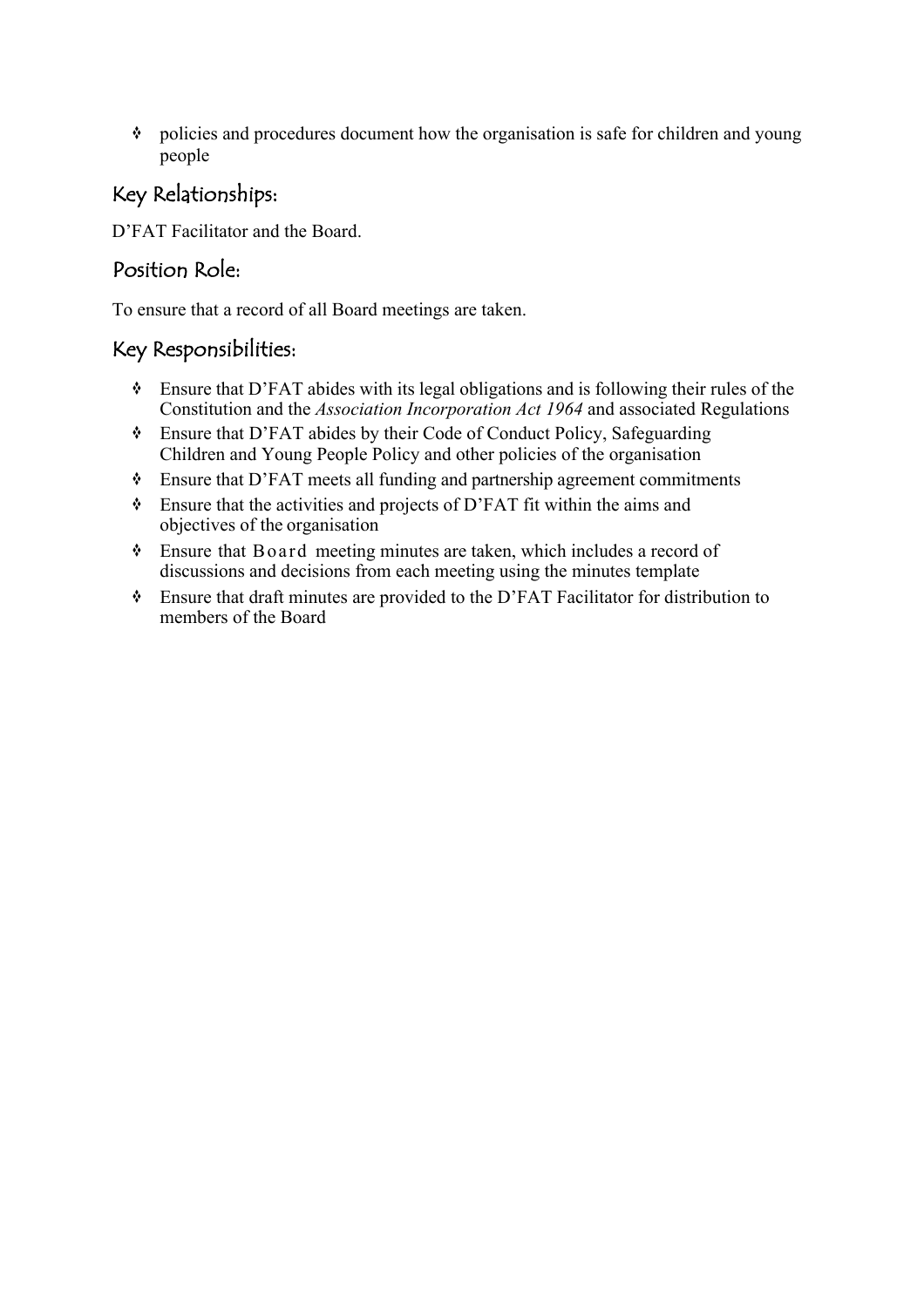- policies and procedures document how the organisation is safe for children and young people

## Key Relationships:

D'FAT Facilitator and the Board.

## Position Role:

To ensure that a record of all Board meetings are taken.

## Key Responsibilities:

- Ensure that D'FAT abides with its legal obligations and is following their rules of the Constitution and the *Association Incorporation Act 1964* and associated Regulations
- Ensure that D'FAT abides by their Code of Conduct Policy, Safeguarding Children and Young People Policy and other policies of the organisation
- Ensure that D'FAT meets all funding and partnership agreement commitments
- Ensure that the activities and projects of D'FAT fit within the aims and objectives of the organisation
- Ensure that Board meeting minutes are taken, which includes a record of discussions and decisions from each meeting using the minutes template
- Ensure that draft minutes are provided to the D'FAT Facilitator for distribution to members of the Board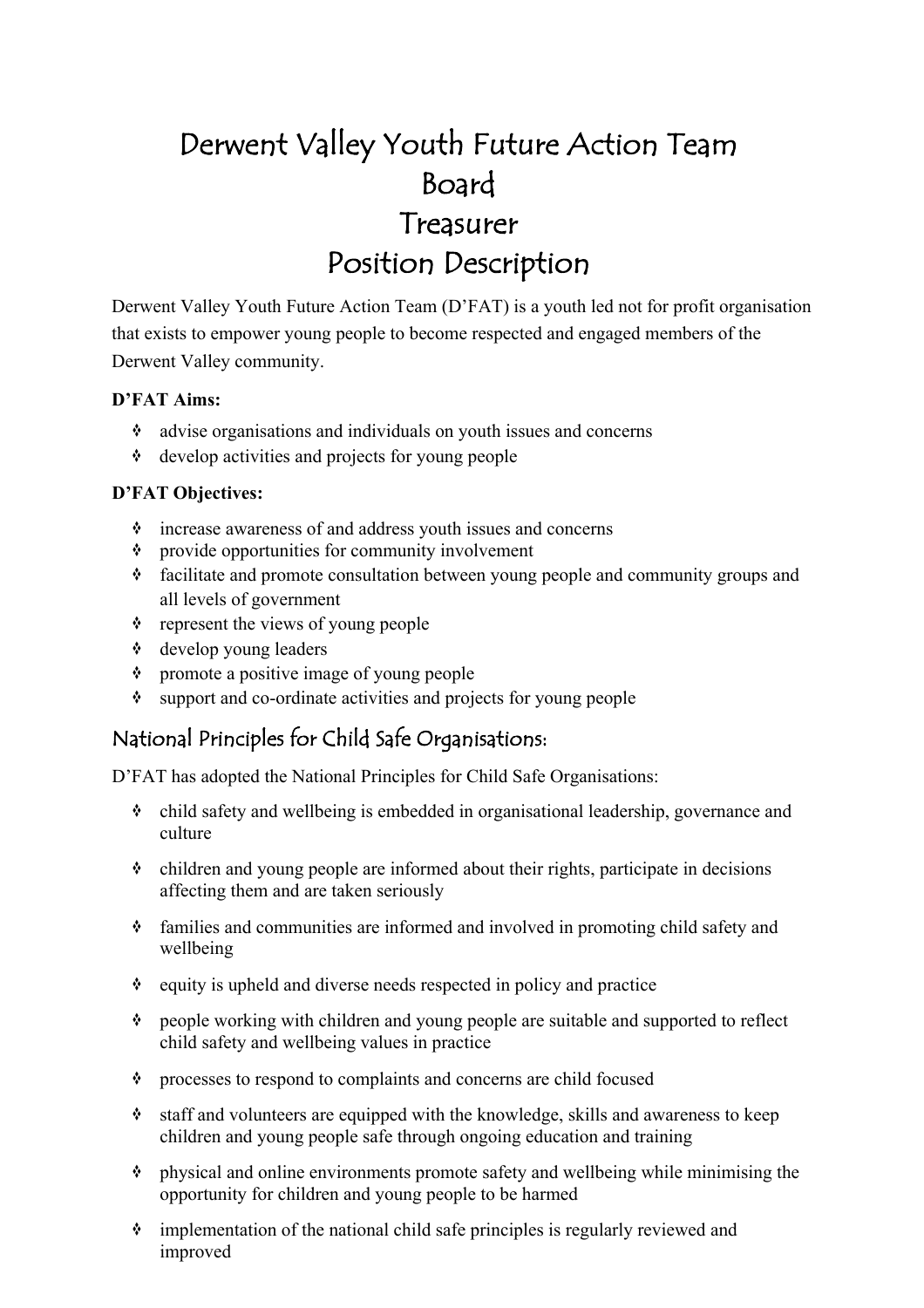# Derwent Valley Youth Future Action Team Board Treasurer Position Description

Derwent Valley Youth Future Action Team (D'FAT) is a youth led not for profit organisation that exists to empower young people to become respected and engaged members of the Derwent Valley community.

**D'FAT Aims:**

- advise organisations and individuals on youth issues and concerns
- develop activities and projects for young people

**D'FAT Objectives:**

- increase awareness of and address youth issues and concerns
- provide opportunities for community involvement
- facilitate and promote consultation between young people and community groups and all levels of government
- represent the views of young people
- develop young leaders
- promote a positive image of young people
- support and co-ordinate activities and projects for young people

## National Principles for Child Safe Organisations:

D'FAT has adopted the National Principles for Child Safe Organisations:

- child safety and wellbeing is embedded in organisational leadership, governance and culture
- children and young people are informed about their rights, participate in decisions affecting them and are taken seriously
- families and communities are informed and involved in promoting child safety and wellbeing
- equity is upheld and diverse needs respected in policy and practice
- people working with children and young people are suitable and supported to reflect child safety and wellbeing values in practice
- processes to respond to complaints and concerns are child focused
- staff and volunteers are equipped with the knowledge, skills and awareness to keep children and young people safe through ongoing education and training
- physical and online environments promote safety and wellbeing while minimising the opportunity for children and young people to be harmed
- implementation of the national child safe principles is regularly reviewed and improved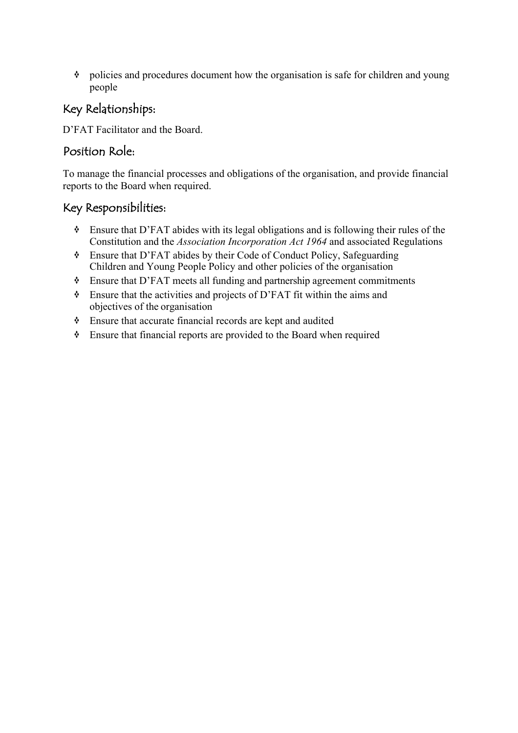- policies and procedures document how the organisation is safe for children and young people

## Key Relationships:

D'FAT Facilitator and the Board.

## Position Role:

To manage the financial processes and obligations of the organisation, and provide financial reports to the Board when required.

## Key Responsibilities:

- Ensure that D'FAT abides with its legal obligations and is following their rules of the Constitution and the *Association Incorporation Act 1964* and associated Regulations
- Ensure that D'FAT abides by their Code of Conduct Policy, Safeguarding Children and Young People Policy and other policies of the organisation
- Ensure that D'FAT meets all funding and partnership agreement commitments
- Ensure that the activities and projects of D'FAT fit within the aims and objectives of the organisation
- Ensure that accurate financial records are kept and audited
- Ensure that financial reports are provided to the Board when required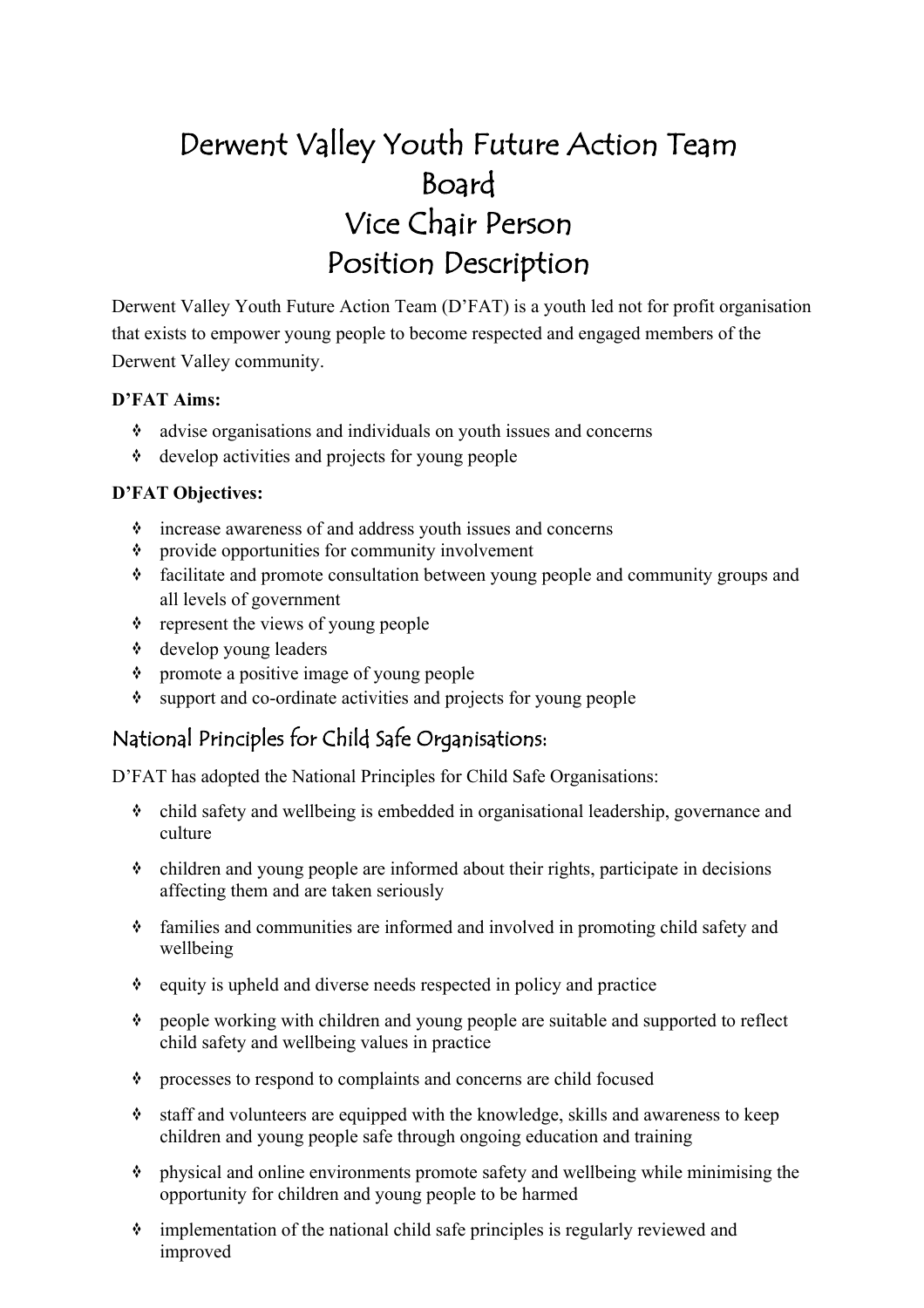# Derwent Valley Youth Future Action Team Board Vice Chair Person Position Description

Derwent Valley Youth Future Action Team (D'FAT) is a youth led not for profit organisation that exists to empower young people to become respected and engaged members of the Derwent Valley community.

**D'FAT Aims:**

- advise organisations and individuals on youth issues and concerns
- develop activities and projects for young people

**D'FAT Objectives:**

- increase awareness of and address youth issues and concerns
- provide opportunities for community involvement
- facilitate and promote consultation between young people and community groups and all levels of government
- represent the views of young people
- develop young leaders
- promote a positive image of young people
- support and co-ordinate activities and projects for young people

## National Principles for Child Safe Organisations:

D'FAT has adopted the National Principles for Child Safe Organisations:

- child safety and wellbeing is embedded in organisational leadership, governance and culture
- children and young people are informed about their rights, participate in decisions affecting them and are taken seriously
- families and communities are informed and involved in promoting child safety and wellbeing
- equity is upheld and diverse needs respected in policy and practice
- people working with children and young people are suitable and supported to reflect child safety and wellbeing values in practice
- processes to respond to complaints and concerns are child focused
- staff and volunteers are equipped with the knowledge, skills and awareness to keep children and young people safe through ongoing education and training
- physical and online environments promote safety and wellbeing while minimising the opportunity for children and young people to be harmed
- implementation of the national child safe principles is regularly reviewed and improved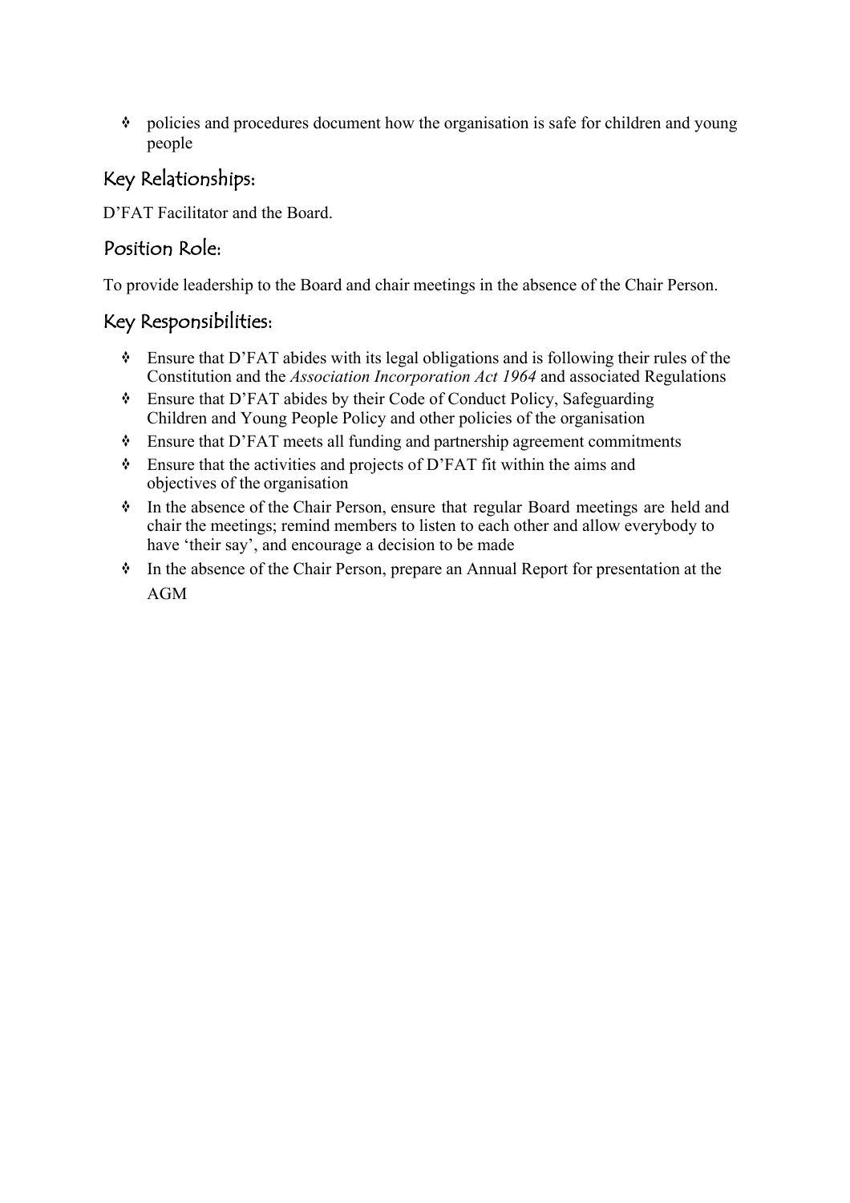- policies and procedures document how the organisation is safe for children and young people

## Key Relationships:

D'FAT Facilitator and the Board.

## Position Role:

To provide leadership to the Board and chair meetings in the absence of the Chair Person.

## Key Responsibilities:

- Ensure that D'FAT abides with its legal obligations and is following their rules of the Constitution and the *Association Incorporation Act 1964* and associated Regulations
- Ensure that D'FAT abides by their Code of Conduct Policy, Safeguarding Children and Young People Policy and other policies of the organisation
- Ensure that D'FAT meets all funding and partnership agreement commitments
- Ensure that the activities and projects of D'FAT fit within the aims and objectives of the organisation
- In the absence of the Chair Person, ensure that regular Board meetings are held and chair the meetings; remind members to listen to each other and allow everybody to have 'their say', and encourage a decision to be made
- In the absence of the Chair Person, prepare an Annual Report for presentation at the AGM